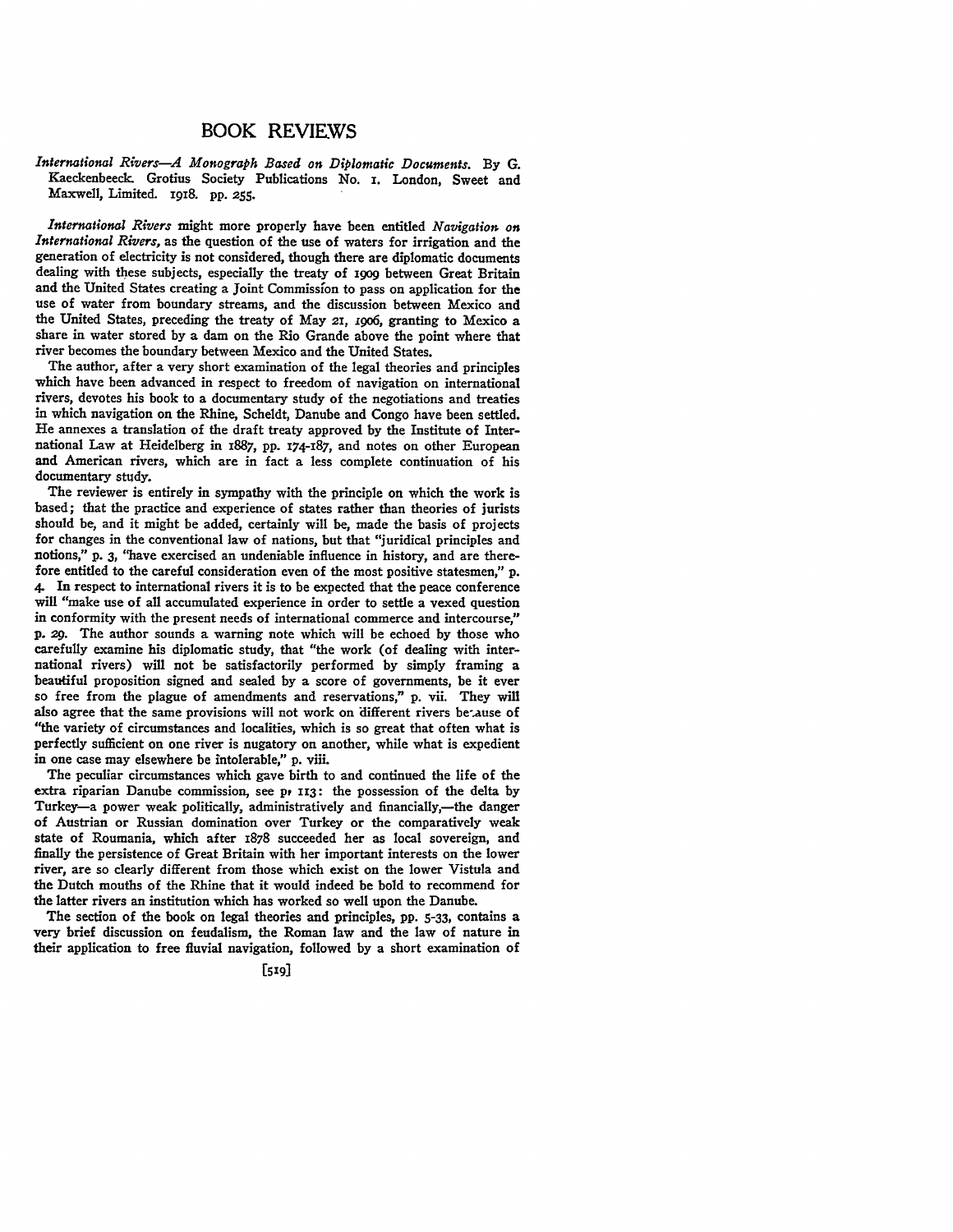# BOOK REVIEWS

*International Rivers—A Monograph Based on Diplomatic Documents.* By G. Kaeckenbeeck. Grotius Society Publications No. 1. London, Sweet and Maxwell, Limited. 1918. pp. 255.

*International Rivers* might more properly have been entitled *Navigation on International Rivers*, as the question of the use of waters for irrigation and the generation of electricity is not considered, though there are diplomatic documents dealing with these subjects, especially the treaty of 1909 between Great Britain and the United States creating a Joint Commission to pass on application for the use of water from boundary streams, and the discussion between Mexico and the United States, preceding the treaty of May 21, 1906, granting to Mexico a share in water stored by a dam on the Rio Grande above the point where that river becomes the boundary between Mexico and the United States.

The author, after a very short examination of the legal theories and principles which have been advanced in respect to freedom of navigation on international rivers, devotes his book to a documentary study of the negotiations and treaties in which navigation on the Rhine, Scheldt, Danube and Congo have been settled. He annexes a translation of the draft treaty approved by the Institute of International Law at Heidelberg in 1887, pp. 174-187, and notes on other European and American rivers, which are in fact a less complete continuation of his documentary study.

The reviewer is entirely in sympathy with the principle on which the work is based; that the practice and experience of states rather than theories of jurists should be, and it might be added, certainly will be, made the basis of projects for changes in the conventional law of nations, but that "juridical principles and notions," p. 3, "have exercised an undeniable influence in history, and are therefore entitled to the careful consideration even of the most positive statesmen," p. 4. In respect to international rivers it is to be expected that the peace conference will "make use of all accumulated experience in order to settle a vexed question in conformity with the present needs of international commerce and intercourse," p. 29. The author sounds a warning note which will be echoed by those who carefully examine his diplomatic study, that "the work (of dealing with international rivers) will not be satisfactorily performed by simply framing a beautiful proposition signed and sealed by a score of governments, be it ever so free from the plague of amendments and reservations," p. vii. They will also agree that the same provisions will not work on different rivers because of "the variety of circumstances and localities, which is so great that often what is perfectly sufficient on one river is nugatory on another, while what is expedient in one case may elsewhere be intolerable," p. viii.

The peculiar circumstances which gave birth to and continued the life of the extra riparian Danube commission, see p. 113: the possession of the delta by Turkey—a power weak politically, administratively and financially,—the danger of Austrian or Russian domination over Turkey or the comparatively weak state of Roumania, which after 1878 succeeded her as local sovereign, and finally the persistence of Great Britain with her important interests on the lower river, are so clearly different from those which exist on the lower Vistula and the Dutch mouths of the Rhine that it would indeed be bold to recommend for the latter rivers an institution which has worked so well upon the Danube.

The section of the book on legal theories and principles, pp. 5-33, contains a very brief discussion on feudalism, the Roman law and the law of nature in their application to free fluvial navigation, followed by a short examination of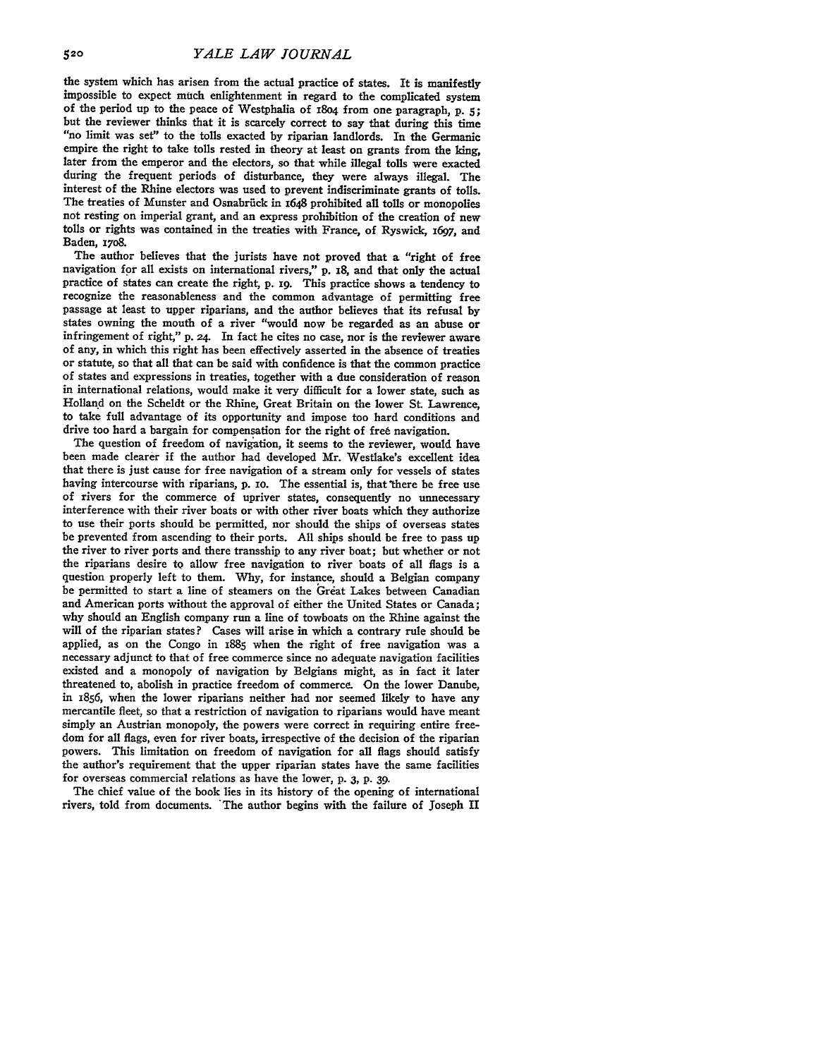the system which has arisen from the actual practice of states. It is manifestly impossible to expect much enlightenment in regard to the complicated system of the period up to the peace of Westphalia of 1804 from one paragraph, p. 5; but the reviewer thinks that it is scarcely correct to say that during this time "no limit was set" to the tolls exacted by riparian landlords. In the Germanic empire the right to take tolls rested in theory at least on grants from the king, later from the emperor and the electors, so that while illegal tolls were exacted during the frequent periods of disturbance, they were always illegal. The interest of the Rhine electors was used to prevent indiscriminate grants of tolls. The treaties of Munster and Osnabrück in 1648 prohibited all tolls or monopolies not resting on imperial grant, and an express prohibition of the creation of new tolls or rights was contained in the treaties with France, of Ryswick, 1697, and Baden, 1708.

The author believes that the jurists have not proved that a "right of free navigation for all exists on international rivers," p. 18, and that only the actual practice of states can create the right, p. 19. This practice shows a tendency to recognize the reasonableness and the common advantage of permitting free passage at least to upper riparians, and the author believes that its refusal by states owning the mouth of a river "would now be regarded as an abuse or infringement of right," p. 24. In fact he cites no case, nor is the reviewer aware of any, in which this right has been effectively asserted in the absence of treaties or statute, so that all that can be said with confidence is that the common practice of states and expressions in treaties, together with a due consideration of reason in international relations, would make it very difficult for a lower state, such as Holland on the Scheldt or the Rhine, Great Britain on the lower St. Lawrence, to take full advantage of its opportunity and impose too hard conditions and drive too hard a bargain for compensation for the right of free navigation.

The question of freedom of navigation, it seems to the reviewer, would have been made clearer if the author had developed Mr. Westlake's excellent idea that there is just cause for free navigation of a stream only for vessels of states having intercourse with riparians, p. 10. The essential is, that there be free use of rivers for the commerce of upriver states, consequently no unnecessary interference with their river boats or with other river boats which they authorize to use their ports should be permitted, nor should the ships of overseas states be prevented from ascending to their ports. All ships should be free to pass up the river to river ports and there transship to any river boat; but whether or not the riparians desire to allow free navigation to river boats of all flags is a question properly left to them. Why, for instance, should a Belgian company be permitted to start a line of steamers on the Great Lakes between Canadian and American ports without the approval of either the United States or Canada; why should an English company run a line of towboats on the Rhine against the will of the riparian states? Cases will arise in which a contrary rule should be applied, as on the Congo in 1885 when the right of free navigation was a necessary adjunct to that of free commerce since no adequate navigation facilities existed and a monopoly of navigation by Belgians might, as in fact it later threatened to, abolish in practice freedom of commerce. On the lower Danube, in 1856, when the lower riparians neither had nor seemed likely to have any mercantile fleet, so that a restriction of navigation to riparians would have meant simply an Austrian monopoly, the powers were correct in requiring entire freedom for all flags, even for river boats, irrespective of the decision of the riparian powers. This limitation on freedom of navigation for all flags should satisfy the author's requirement that the upper riparian states have the same facilities for overseas commercial relations as have the lower, p. 3, p. 39.

The chief value of the book lies in its history of the opening of international rivers, told from documents. The author begins with the failure of Joseph II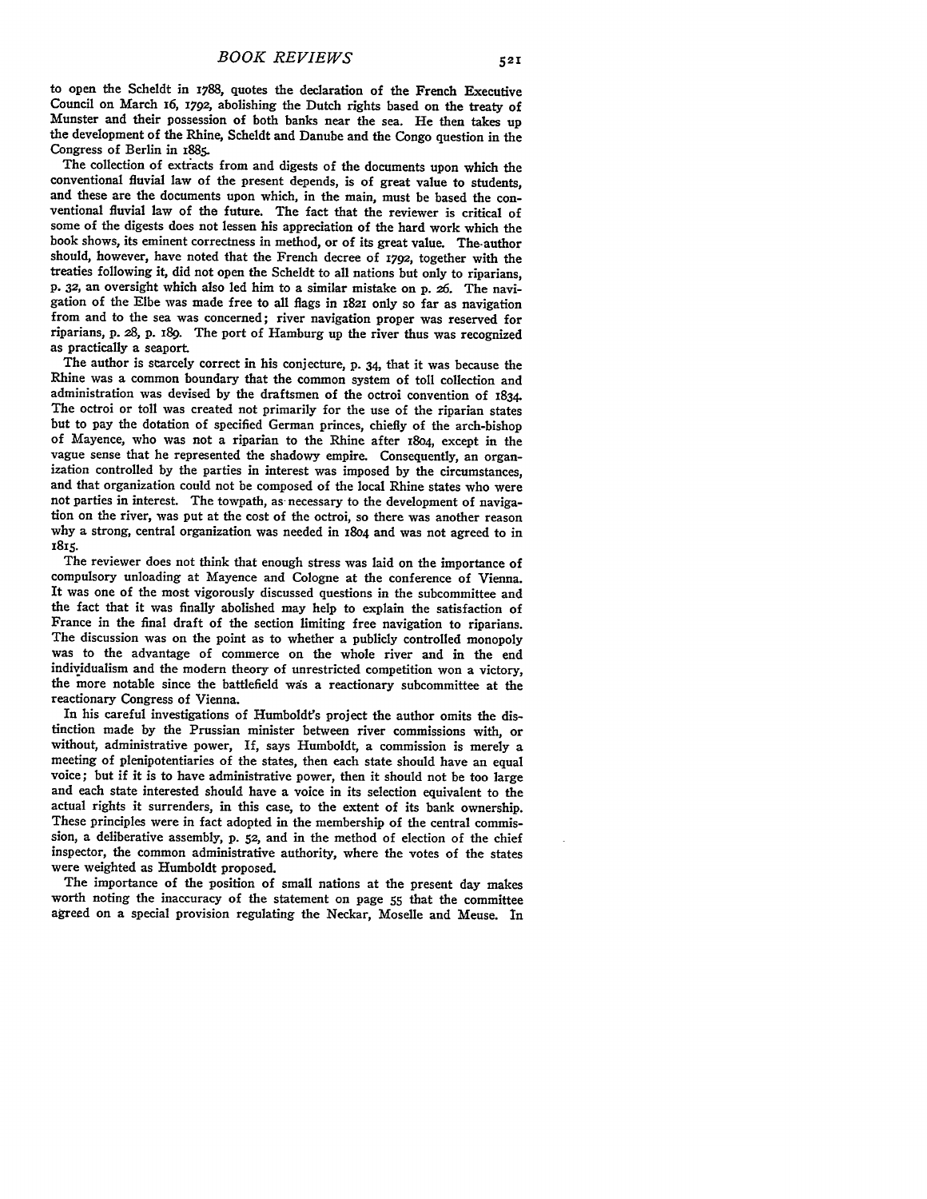to open the Scheldt in 1788, quotes the declaration of the French Executive Council on March 16, 1792, abolishing the Dutch rights based on the treaty of Munster and their possession of both banks near the sea. He then takes up the development of the Rhine, Scheldt and Danube and the Congo question in the Congress of Berlin in 1885.

The collection of extracts from and digests of the documents upon which the conventional fluvial law of the present depends, is of great value to students, and these are the documents upon which, in the main, must be based the conventional fluvial law of the future. The fact that the reviewer is critical of some of the digests does not lessen his appreciation of the hard work which the book shows, its eminent correctness in method, or of its great value. The author should, however, have noted that the French decree of 1792, together with the treaties following it, did not open the Scheldt to all nations but only to riparians, p. 32, an oversight which also led him to a similar mistake on p. 26. The navigation of the Elbe was made free to all flags in 1821 only so far as navigation from and to the sea was concerned; river navigation proper was reserved for riparians, p. 28, p. 189. The port of Hamburg up the river thus was recognized as practically a seaport.

The author is scarcely correct in his conjecture, p. 34, that it was because the Rhine was a common boundary that the common system of toll collection and administration was devised by the draftsmen of the octroi convention of 1834. The octroi or toll was created not primarily for the use of the riparian states but to pay the dotation of specified German princes, chiefly of the arch-bishop of Mayence, who was not a riparian to the Rhine after 1804, except in the vague sense that he represented the shadowy empire. Consequently, an organization controlled by the parties in interest was imposed by the circumstances, and that organization could not be composed of the local Rhine states who were not parties in interest. The towpath, as necessary to the development of navigation on the river, was put at the cost of the octroi, so there was another reason why a strong, central organization was needed in 1804 and was not agreed to in 1815.

The reviewer does not think that enough stress was laid on the importance of compulsory unloading at Mayence and Cologne at the conference of Vienna. It was one of the most vigorously discussed questions in the subcommittee and the fact that it was finally abolished may help to explain the satisfaction of France in the final draft of the section limiting free navigation to riparians. The discussion was on the point as to whether a publicly controlled monopoly was to the advantage of commerce on the whole river and in the end individualism and the modern theory of unrestricted competition won a victory, the more notable since the battlefield was a reactionary subcommittee at the reactionary Congress of Vienna.

In his careful investigations of Humboldt's project the author omits the distinction made by the Prussian minister between river commissions with, or without, administrative power, If, says Humboldt, a commission is merely a meeting of plenipotentiaries of the states, then each state should have an equal voice; but if it is to have administrative power, then it should not be too large and each state interested should have a voice in its selection equivalent to the actual rights it surrenders, in this case, to the extent of its bank ownership. These principles were in fact adopted in the membership of the central commission, a deliberative assembly, p. 52, and in the method of election of the chief inspector, the common administrative authority, where the votes of the states were weighted as Humboldt proposed.

The importance of the position of small nations at the present day makes worth noting the inaccuracy of the statement on page 55 that the committee agreed on a special provision regulating the Neckar, Moselle and Meuse. In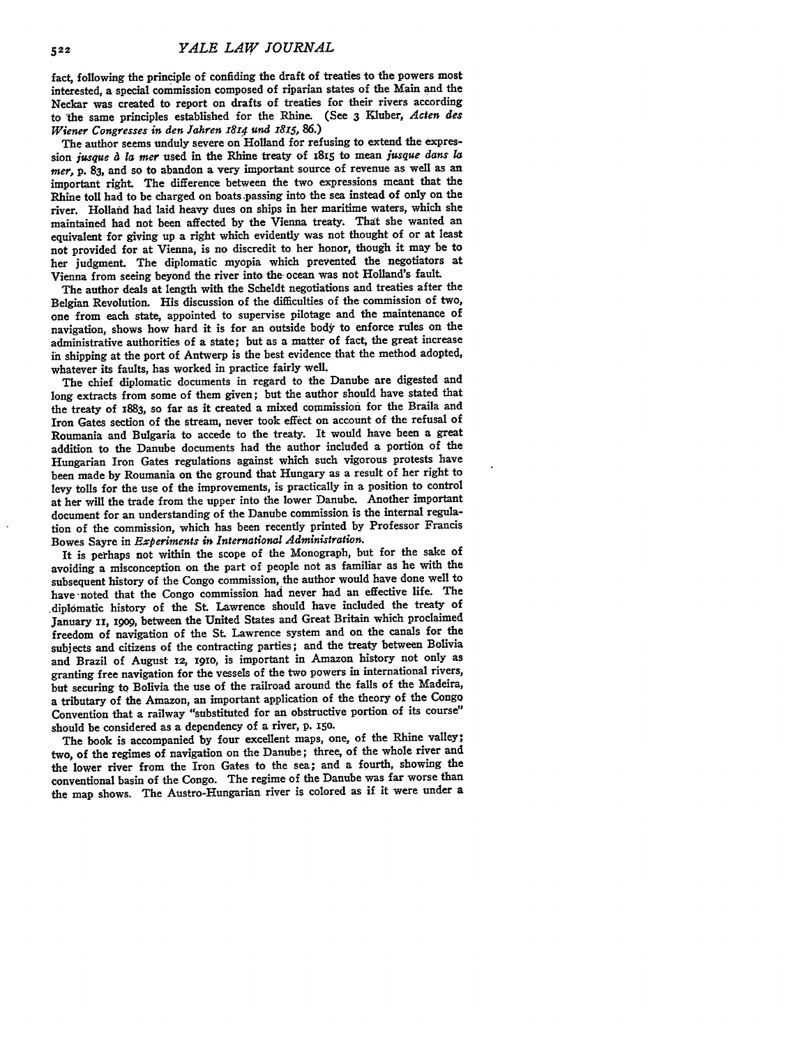fact, following the principle of confiding the draft of treaties to the powers most interested, a special commission composed of riparian states of the Main and the Neckar was created to report on drafts of treaties for their rivers according to the same principles established for the Rhine. (See 3 Kluber, *Acten des Wiener Congresses in den Jahren 1814 und 1815*, 86.)

The author seems unduly severe on Holland for refusing to extend the expression *jusque à la mer* used in the Rhine treaty of 1815 to mean *jusque dans la mer*, p. 83, and so to abandon a very important source of revenue as well as an important right. The difference between the two expressions meant that the Rhine toll had to be charged on boats passing into the sea instead of only on the river. Holland had laid heavy dues on ships in her maritime waters, which she maintained had not been affected by the Vienna treaty. That she wanted an equivalent for giving up a right which evidently was not thought of or at least not provided for at Vienna, is no discredit to her honor, though it may be to her judgment. The diplomatic myopia which prevented the negotiators at Vienna from seeing beyond the river into the ocean was not Holland's fault.

The author deals at length with the Scheldt negotiations and treaties after the Belgian Revolution. His discussion of the difficulties of the commission of two, one from each state, appointed to supervise pilotage and the maintenance of navigation, shows how hard it is for an outside body to enforce rules on the administrative authorities of a state; but as a matter of fact, the great increase in shipping at the port of Antwerp is the best evidence that the method adopted, whatever its faults, has worked in practice fairly well.

The chief diplomatic documents in regard to the Danube are digested and long extracts from some of them given; but the author should have stated that the treaty of 1883, so far as it created a mixed commission for the Braila and Iron Gates section of the stream, never took effect on account of the refusal of Roumania and Bulgaria to accede to the treaty. It would have been a great addition to the Danube documents had the author included a portion of the Hungarian Iron Gates regulations against which such vigorous protests have been made by Roumania on the ground that Hungary as a result of her right to levy tolls for the use of the improvements, is practically in a position to control at her will the trade from the upper into the lower Danube. Another important document for an understanding of the Danube commission is the internal regulation of the commission, which has been recently printed by Professor Francis Bowes Sayre in *Experiments in International Administration*.

It is perhaps not within the scope of the Monograph, but for the sake of avoiding a misconception on the part of people not as familiar as he with the subsequent history of the Congo commission, the author would have done well to have noted that the Congo commission had never had an effective life. The diplomatic history of the St. Lawrence should have included the treaty of January 11, 1909, between the United States and Great Britain which proclaimed freedom of navigation of the St. Lawrence system and on the canals for the subjects and citizens of the contracting parties; and the treaty between Bolivia and Brazil of August 12, 1910, is important in Amazon history not only as granting free navigation for the vessels of the two powers in international rivers, but securing to Bolivia the use of the railroad around the falls of the Madeira, a tributary of the Amazon, an important application of the theory of the Congo Convention that a railway "substituted for an obstructive portion of its course" should be considered as a dependency of a river, p. 150.

The book is accompanied by four excellent maps, one, of the Rhine valley; two, of the regimes of navigation on the Danube; three, of the whole river and the lower river from the Iron Gates to the sea; and a fourth, showing the conventional basin of the Congo. The regime of the Danube was far worse than the map shows. The Austro-Hungarian river is colored as if it were under a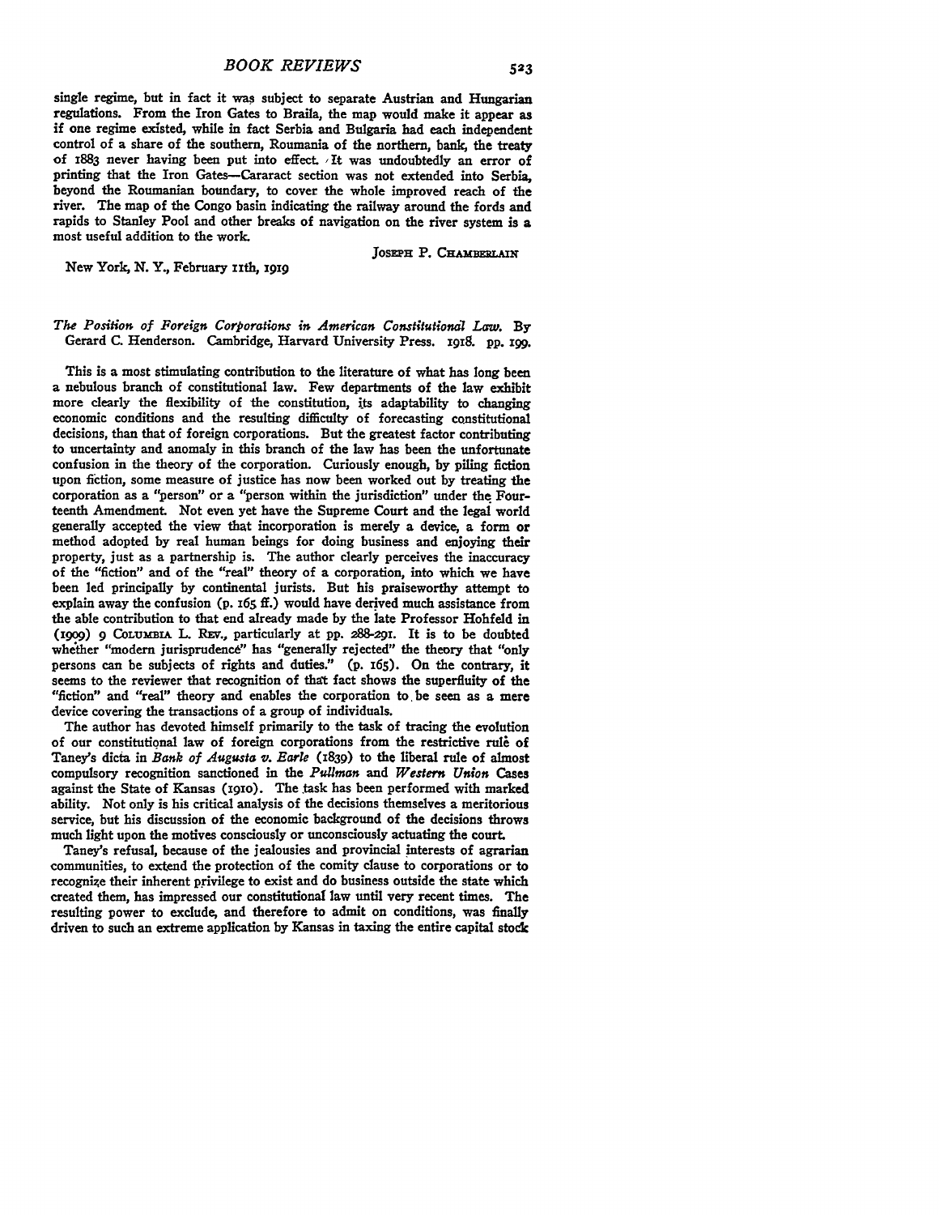single regime, but in fact it was subject to separate Austrian and Hungarian regulations. From the Iron Gates to Braila, the map would make it appear as if one regime existed, while in fact Serbia and Bulgaria had each independent control of a share of the southern, Roumania of the northern, bank, the treaty of 1883 never having been put into effect. It was undoubtedly an error of printing that the Iron Gates—Cararact section was not extended into Serbia, beyond the Roumanian boundary, to cover the whole improved reach of the river. The map of the Congo basin indicating the railway around the fords and rapids to Stanley Pool and other breaks of navigation on the river system is a most useful addition to the work.

JOSEPH P. CHAMBERLAIN

New York, N. Y., February 11th, 1919

*The Position of Foreign Corporations in American Constitutional Law.* By Gerard C. Henderson. Cambridge, Harvard University Press. 1918. pp. 199.

This is a most stimulating contribution to the literature of what has long been a nebulous branch of constitutional law. Few departments of the law exhibit more clearly the flexibility of the constitution, its adaptability to changing economic conditions and the resulting difficulty of forecasting constitutional decisions, than that of foreign corporations. But the greatest factor contributing to uncertainty and anomaly in this branch of the law has been the unfortunate confusion in the theory of the corporation. Curiously enough, by piling fiction upon fiction, some measure of justice has now been worked out by treating the corporation as a "person" or a "person within the jurisdiction" under the Fourteenth Amendment. Not even yet have the Supreme Court and the legal world generally accepted the view that incorporation is merely a device, a form or method adopted by real human beings for doing business and enjoying their property, just as a partnership is. The author clearly perceives the inaccuracy of the "fiction" and of the "real" theory of a corporation, into which we have been led principally by continental jurists. But his praiseworthy attempt to explain away the confusion (p. 165 ff.) would have derived much assistance from the able contribution to that end already made by the late Professor Hohfeld in (1909) 9 COLUMBIA L. REV., particularly at pp. 288-291. It is to be doubted whether "modern jurisprudencé" has "generally rejected" the theory that "only persons can be subjects of rights and duties." (p. 165). On the contrary, it seems to the reviewer that recognition of that fact shows the superfluity of the "fiction" and "real" theory and enables the corporation to be seen as a mere device covering the transactions of a group of individuals.

The author has devoted himself primarily to the task of tracing the evolution of our constitutional law of foreign corporations from the restrictive rule of Taney's dicta in *Bank of Augusta v. Earle* (1839) to the liberal rule of almost compulsory recognition sanctioned in the *Pullman* and *Western Union* Cases against the State of Kansas (1910). The task has been performed with marked ability. Not only is his critical analysis of the decisions themselves a meritorious service, but his discussion of the economic background of the decisions throws much light upon the motives consciously or unconsciously actuating the court.

Taney's refusal, because of the jealousies and provincial interests of agrarian communities, to extend the protection of the comity clause to corporations or to recognize their inherent privilege to exist and do business outside the state which created them, has impressed our constitutional law until very recent times. The resulting power to exclude, and therefore to admit on conditions, was finally driven to such an extreme application by Kansas in taxing the entire capital stock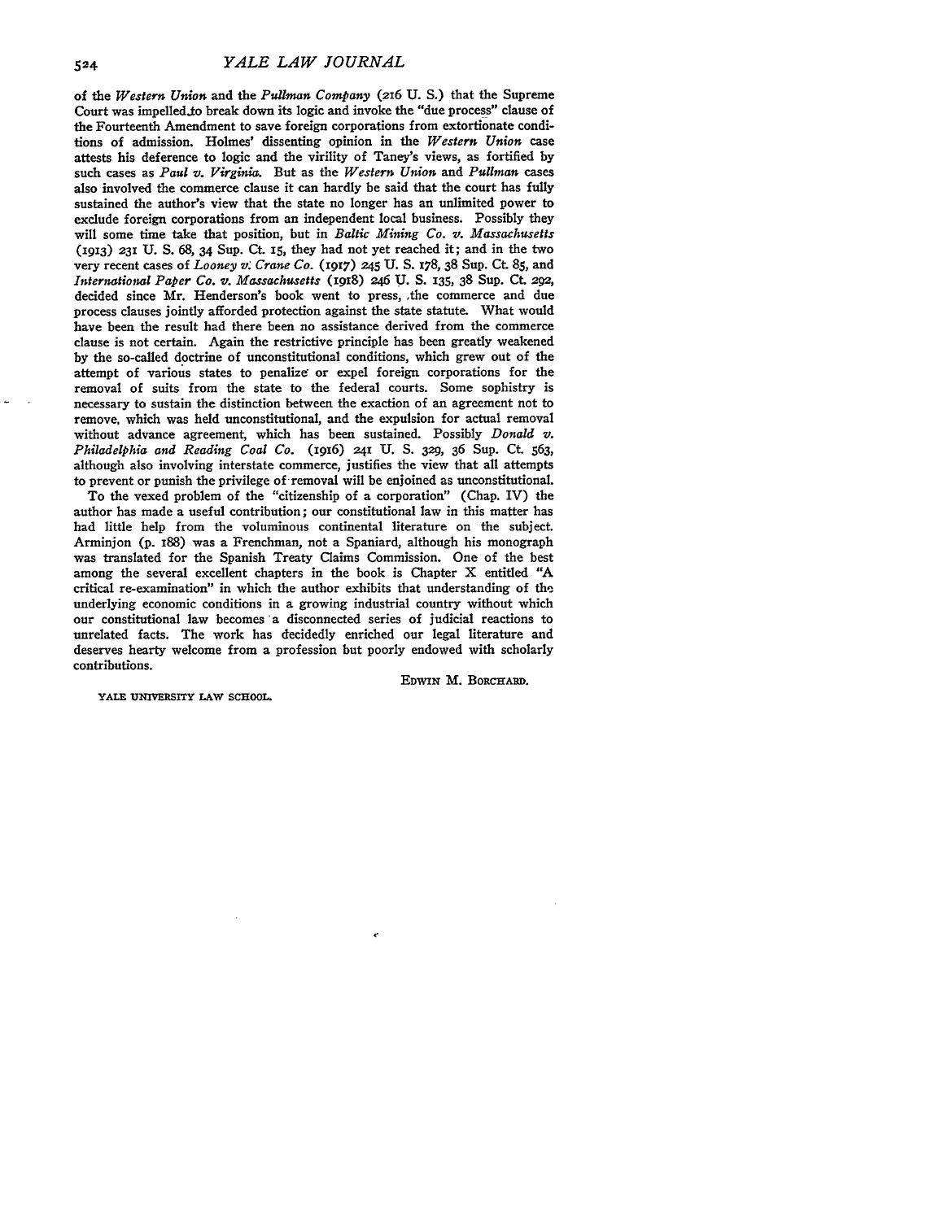of the *Western Union* and the *Pullman Company* (216 U. S.) that the Supreme Court was impelled to break down its logic and invoke the "due process" clause of the Fourteenth Amendment to save foreign corporations from extortionate conditions of admission. Holmes' dissenting opinion in the *Western Union* case attests his deference to logic and the virility of Taney's views, as fortified by such cases as *Paul v. Virginia*. But as the *Western Union* and *Pullman* cases also involved the commerce clause it can hardly be said that the court has fully sustained the author's view that the state no longer has an unlimited power to exclude foreign corporations from an independent local business. Possibly they will some time take that position, but in *Baltic Mining Co. v. Massachusetts* (1913) 231 U. S. 68, 34 Sup. Ct. 15, they had not yet reached it; and in the two very recent cases of *Looney v. Crane Co.* (1917) 245 U. S. 178, 38 Sup. Ct. 85, and *International Paper Co. v. Massachusetts* (1918) 246 U. S. 135, 38 Sup. Ct. 292, decided since Mr. Henderson's book went to press, the commerce and due process clauses jointly afforded protection against the state statute. What would have been the result had there been no assistance derived from the commerce clause is not certain. Again the restrictive principle has been greatly weakened by the so-called doctrine of unconstitutional conditions, which grew out of the attempt of various states to penalize or expel foreign corporations for the removal of suits from the state to the federal courts. Some sophistry is necessary to sustain the distinction between the exaction of an agreement not to remove, which was held unconstitutional, and the expulsion for actual removal without advance agreement, which has been sustained. Possibly *Donald v. Philadelphia and Reading Coal Co.* (1916) 241 U. S. 329, 36 Sup. Ct. 563, although also involving interstate commerce, justifies the view that all attempts to prevent or punish the privilege of removal will be enjoined as unconstitutional.

To the vexed problem of the "citizenship of a corporation" (Chap. IV) the author has made a useful contribution; our constitutional law in this matter has had little help from the voluminous continental literature on the subject. Arminjon (p. 188) was a Frenchman, not a Spaniard, although his monograph was translated for the Spanish Treaty Claims Commission. One of the best among the several excellent chapters in the book is Chapter X entitled "A critical re-examination" in which the author exhibits that understanding of the underlying economic conditions in a growing industrial country without which our constitutional law becomes a disconnected series of judicial reactions to unrelated facts. The work has decidedly enriched our legal literature and deserves hearty welcome from a profession but poorly endowed with scholarly contributions.

EDWIN M. BORCHARD.

YALE UNIVERSITY LAW SCHOOL.